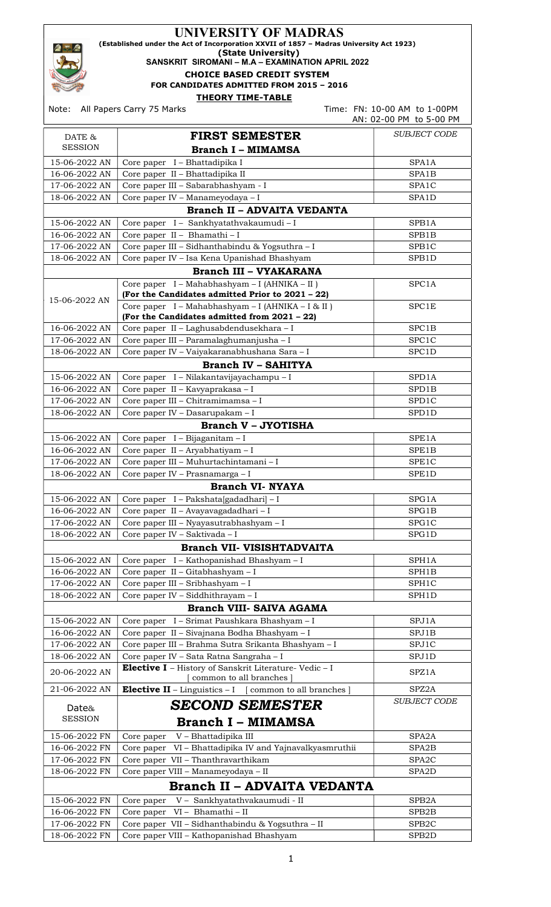# UNIVERSITY OF MADRAS

**(Established under the Act of Incorporation XXVII of 1857 – Madras University Act 1923)**

**(State University)**

**SANSKRIT SIROMANI – M.A – EXAMINATION APRIL 2022**

**CHOICE BASED CREDIT SYSTEM**

**FOR CANDIDATES ADMITTED FROM 2015 – 2016**

**THEORY TIME-TABLE**

Note: All Papers Carry 75 Marks

Time: FN: 10-00 AM to 1-00PM
AN: 02-00 PM to 5-00 PM

| DATE & SESSION | FIRST SEMESTER | SUBJECT CODE |
|---|---|---|
| | **Branch I – MIMAMSA** | |
| 15-06-2022 AN | Core paper I – Bhattadipika I | SPA1A |
| 16-06-2022 AN | Core paper II – Bhattadipika II | SPA1B |
| 17-06-2022 AN | Core paper III – Sabarabhashyam - I | SPA1C |
| 18-06-2022 AN | Core paper IV – Manameyodaya – I | SPA1D |
| | **Branch II – ADVAITA VEDANTA** | |
| 15-06-2022 AN | Core paper I – Sankhyatathvakaumudi – I | SPB1A |
| 16-06-2022 AN | Core paper II – Bhamathi – I | SPB1B |
| 17-06-2022 AN | Core paper III – Sidhanthabindu & Yogsuthra – I | SPB1C |
| 18-06-2022 AN | Core paper IV – Isa Kena Upanishad Bhashyam | SPB1D |
| | **Branch III – VYAKARANA** | |
| 15-06-2022 AN | Core paper I – Mahabhashyam – I (AHNIKA – II) **(For the Candidates admitted Prior to 2021 – 22)** | SPC1A |
| | Core paper I – Mahabhashyam – I (AHNIKA – I & II) **(For the Candidates admitted from 2021 – 22)** | SPC1E |
| 16-06-2022 AN | Core paper II – Laghusabdendusekhara – I | SPC1B |
| 17-06-2022 AN | Core paper III – Paramalaghumanjusha – I | SPC1C |
| 18-06-2022 AN | Core paper IV – Vaiyakaranabhushana Sara – I | SPC1D |
| | **Branch IV – SAHITYA** | |
| 15-06-2022 AN | Core paper I – Nilakantavijayachampu – I | SPD1A |
| 16-06-2022 AN | Core paper II – Kavyaprakasa – I | SPD1B |
| 17-06-2022 AN | Core paper III – Chitramimamsa – I | SPD1C |
| 18-06-2022 AN | Core paper IV – Dasarupakam – I | SPD1D |
| | **Branch V – JYOTISHA** | |
| 15-06-2022 AN | Core paper I – Bijaganitam – I | SPE1A |
| 16-06-2022 AN | Core paper II – Aryabhatiyam – I | SPE1B |
| 17-06-2022 AN | Core paper III – Muhurtachintamani – I | SPE1C |
| 18-06-2022 AN | Core paper IV – Prasnamarga – I | SPE1D |
| | **Branch VI- NYAYA** | |
| 15-06-2022 AN | Core paper I – Pakshata[gadadhari] – I | SPG1A |
| 16-06-2022 AN | Core paper II – Avayavagadadhari – I | SPG1B |
| 17-06-2022 AN | Core paper III – Nyayasutrabhashyam – I | SPG1C |
| 18-06-2022 AN | Core paper IV – Saktivada – I | SPG1D |
| | **Branch VII- VISISHTADVAITA** | |
| 15-06-2022 AN | Core paper I – Kathopanishad Bhashyam – I | SPH1A |
| 16-06-2022 AN | Core paper II – Gitabhashyam – I | SPH1B |
| 17-06-2022 AN | Core paper III – Sribhashyam – I | SPH1C |
| 18-06-2022 AN | Core paper IV – Siddhithrayam – I | SPH1D |
| | **Branch VIII- SAIVA AGAMA** | |
| 15-06-2022 AN | Core paper I – Srimat Paushkara Bhashyam – I | SPJ1A |
| 16-06-2022 AN | Core paper II – Sivajnana Bodha Bhashyam – I | SPJ1B |
| 17-06-2022 AN | Core paper III – Brahma Sutra Srikanta Bhashyam – I | SPJ1C |
| 18-06-2022 AN | Core paper IV – Sata Ratna Sangraha – I | SPJ1D |
| 20-06-2022 AN | **Elective I** – History of Sanskrit Literature- Vedic – I [ common to all branches ] | SPZ1A |
| 21-06-2022 AN | **Elective II** – Linguistics – I [ common to all branches ] | SPZ2A |

| Date& SESSION | *SECOND SEMESTER* | *SUBJECT CODE* |
|---|---|---|
| | **Branch I – MIMAMSA** | |
| 15-06-2022 FN | Core paper V – Bhattadipika III | SPA2A |
| 16-06-2022 FN | Core paper VI – Bhattadipika IV and Yajnavalkyasmruthii | SPA2B |
| 17-06-2022 FN | Core paper VII – Thanthravarthikam | SPA2C |
| 18-06-2022 FN | Core paper VIII – Manameyodaya – II | SPA2D |
| | **Branch II – ADVAITA VEDANTA** | |
| 15-06-2022 FN | Core paper V – Sankhyatathvakaumudi - II | SPB2A |
| 16-06-2022 FN | Core paper VI – Bhamathi – II | SPB2B |
| 17-06-2022 FN | Core paper VII – Sidhanthabindu & Yogsuthra – II | SPB2C |
| 18-06-2022 FN | Core paper VIII – Kathopanishad Bhashyam | SPB2D |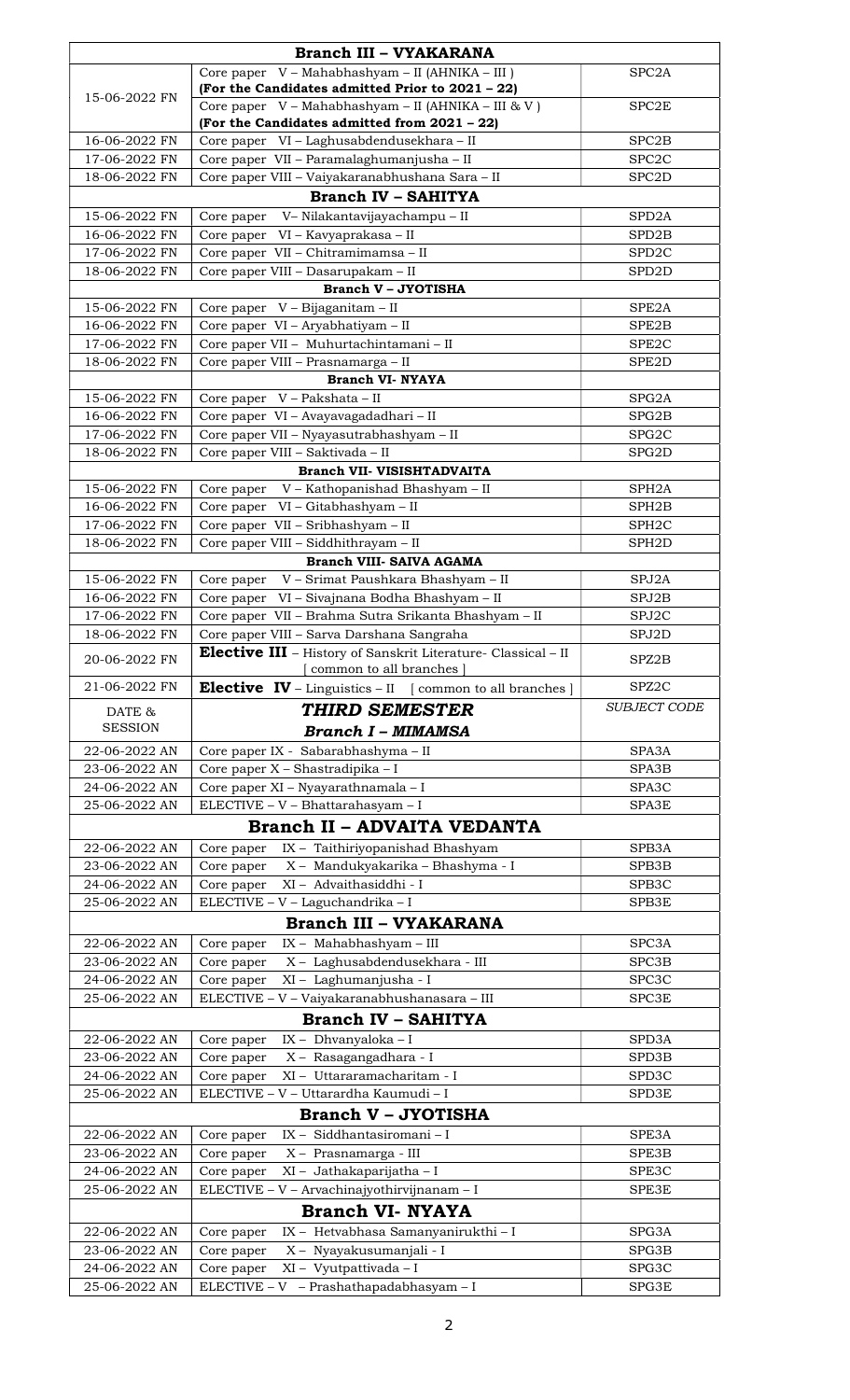| | **Branch III – VYAKARANA** | |
|---|---|---|
| 15-06-2022 FN | Core paper V – Mahabhashyam – II (AHNIKA – III ) **(For the Candidates admitted Prior to 2021 – 22)** | SPC2A |
| | Core paper V – Mahabhashyam – II (AHNIKA – III & V ) **(For the Candidates admitted from 2021 – 22)** | SPC2E |
| 16-06-2022 FN | Core paper VI – Laghusabdendusekhara – II | SPC2B |
| 17-06-2022 FN | Core paper VII – Paramalaghumanjusha – II | SPC2C |
| 18-06-2022 FN | Core paper VIII – Vaiyakaranabhushana Sara – II | SPC2D |
| | **Branch IV – SAHITYA** | |
| 15-06-2022 FN | Core paper V– Nilakantavijayachampu – II | SPD2A |
| 16-06-2022 FN | Core paper VI – Kavyaprakasa – II | SPD2B |
| 17-06-2022 FN | Core paper VII – Chitramimamsa – II | SPD2C |
| 18-06-2022 FN | Core paper VIII – Dasarupakam – II | SPD2D |
| | **Branch V – JYOTISHA** | |
| 15-06-2022 FN | Core paper V – Bijaganitam – II | SPE2A |
| 16-06-2022 FN | Core paper VI – Aryabhatiyam – II | SPE2B |
| 17-06-2022 FN | Core paper VII – Muhurtachintamani – II | SPE2C |
| 18-06-2022 FN | Core paper VIII – Prasnamarga – II | SPE2D |
| | **Branch VI- NYAYA** | |
| 15-06-2022 FN | Core paper V – Pakshata – II | SPG2A |
| 16-06-2022 FN | Core paper VI – Avayavagadadhari – II | SPG2B |
| 17-06-2022 FN | Core paper VII – Nyayasutrabhashyam – II | SPG2C |
| 18-06-2022 FN | Core paper VIII – Saktivada – II | SPG2D |
| | **Branch VII- VISISHTADVAITA** | |
| 15-06-2022 FN | Core paper V – Kathopanishad Bhashyam – II | SPH2A |
| 16-06-2022 FN | Core paper VI – Gitabhashyam – II | SPH2B |
| 17-06-2022 FN | Core paper VII – Sribhashyam – II | SPH2C |
| 18-06-2022 FN | Core paper VIII – Siddhithrayam – II | SPH2D |
| | **Branch VIII- SAIVA AGAMA** | |
| 15-06-2022 FN | Core paper V – Srimat Paushkara Bhashyam – II | SPJ2A |
| 16-06-2022 FN | Core paper VI – Sivajnana Bodha Bhashyam – II | SPJ2B |
| 17-06-2022 FN | Core paper VII – Brahma Sutra Srikanta Bhashyam – II | SPJ2C |
| 18-06-2022 FN | Core paper VIII – Sarva Darshana Sangraha | SPJ2D |
| 20-06-2022 FN | **Elective III** – History of Sanskrit Literature- Classical – II [ common to all branches ] | SPZ2B |
| 21-06-2022 FN | **Elective IV** – Linguistics – II [ common to all branches ] | SPZ2C |
| DATE & SESSION | ***THIRD SEMESTER*** ***Branch I – MIMAMSA*** | *SUBJECT CODE* |
| 22-06-2022 AN | Core paper IX - Sabarabhashyma – II | SPA3A |
| 23-06-2022 AN | Core paper X – Shastradipika – I | SPA3B |
| 24-06-2022 AN | Core paper XI – Nyayarathnamala – I | SPA3C |
| 25-06-2022 AN | ELECTIVE – V – Bhattarahasyam – I | SPA3E |
| | **Branch II – ADVAITA VEDANTA** | |
| 22-06-2022 AN | Core paper IX – Taithiriyopanishad Bhashyam | SPB3A |
| 23-06-2022 AN | Core paper X – Mandukyakarika – Bhashyma - I | SPB3B |
| 24-06-2022 AN | Core paper XI – Advaithasiddhi - I | SPB3C |
| 25-06-2022 AN | ELECTIVE – V – Laguchandrika – I | SPB3E |
| | **Branch III – VYAKARANA** | |
| 22-06-2022 AN | Core paper IX – Mahabhashyam – III | SPC3A |
| 23-06-2022 AN | Core paper X – Laghusabdendusekhara - III | SPC3B |
| 24-06-2022 AN | Core paper XI – Laghumanjusha - I | SPC3C |
| 25-06-2022 AN | ELECTIVE – V – Vaiyakaranabhushanasara – III | SPC3E |
| | **Branch IV – SAHITYA** | |
| 22-06-2022 AN | Core paper IX – Dhvanyaloka – I | SPD3A |
| 23-06-2022 AN | Core paper X – Rasagangadhara - I | SPD3B |
| 24-06-2022 AN | Core paper XI – Uttararamacharitam - I | SPD3C |
| 25-06-2022 AN | ELECTIVE – V – Uttarardha Kaumudi – I | SPD3E |
| | **Branch V – JYOTISHA** | |
| 22-06-2022 AN | Core paper IX – Siddhantasiromani – I | SPE3A |
| 23-06-2022 AN | Core paper X – Prasnamarga - III | SPE3B |
| 24-06-2022 AN | Core paper XI – Jathakaparijatha – I | SPE3C |
| 25-06-2022 AN | ELECTIVE – V – Arvachinajyothirvijnanam – I | SPE3E |
| | **Branch VI- NYAYA** | |
| 22-06-2022 AN | Core paper IX – Hetvabhasa Samanyanirukthi – I | SPG3A |
| 23-06-2022 AN | Core paper X – Nyayakusumanjali - I | SPG3B |
| 24-06-2022 AN | Core paper XI – Vyutpattivada – I | SPG3C |
| 25-06-2022 AN | ELECTIVE – V – Prashathapadabhasyam – I | SPG3E |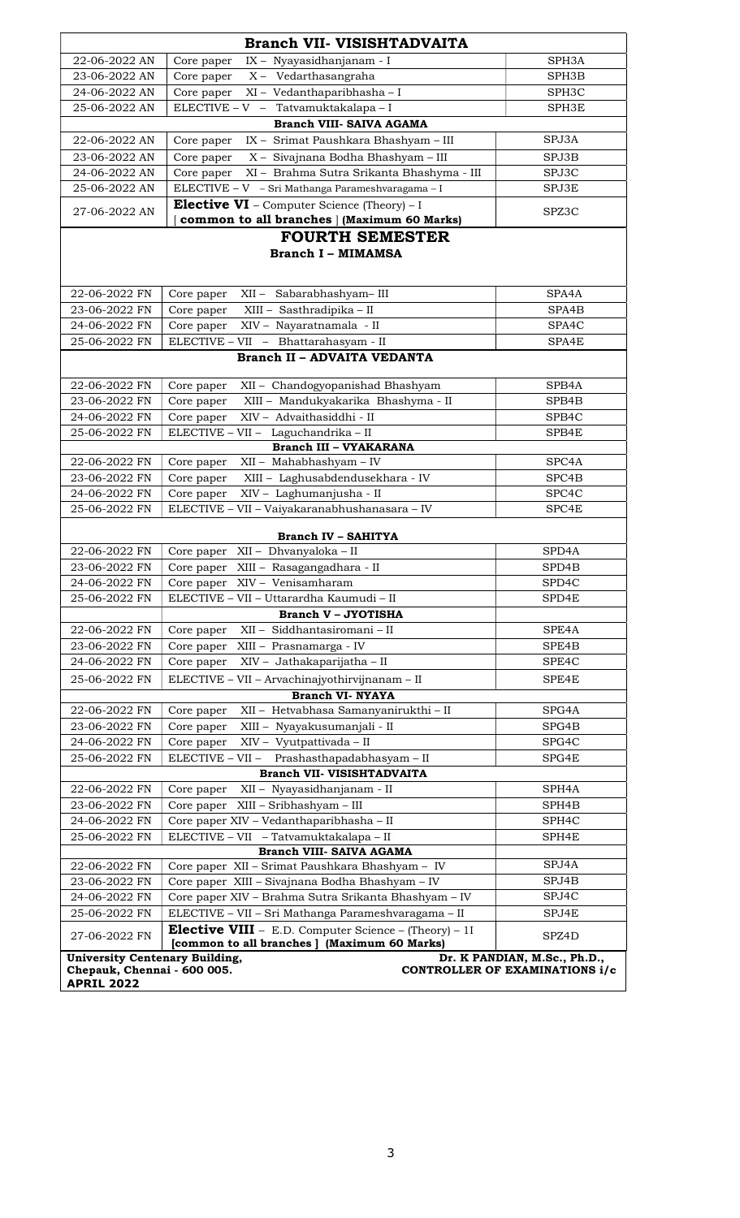| Branch VII- VISISHTADVAITA | | |
|---|---|---|
| 22-06-2022 AN | Core paper IX – Nyayasidhanjanam - I | SPH3A |
| 23-06-2022 AN | Core paper X – Vedarthasangraha | SPH3B |
| 24-06-2022 AN | Core paper XI – Vedanthaparibhasha – I | SPH3C |
| 25-06-2022 AN | ELECTIVE – V – Tatvamuktakalapa – I | SPH3E |
| | **Branch VIII- SAIVA AGAMA** | |
| 22-06-2022 AN | Core paper IX – Srimat Paushkara Bhashyam – III | SPJ3A |
| 23-06-2022 AN | Core paper X – Sivajnana Bodha Bhashyam – III | SPJ3B |
| 24-06-2022 AN | Core paper XI – Brahma Sutra Srikanta Bhashyma - III | SPJ3C |
| 25-06-2022 AN | ELECTIVE – V – Sri Mathanga Parameshvaragama – I | SPJ3E |
| 27-06-2022 AN | **Elective VI** – Computer Science (Theory) – I [ **common to all branches** ] **(Maximum 60 Marks)** | SPZ3C |

## FOURTH SEMESTER

| Branch I – MIMAMSA | | |
|---|---|---|
| 22-06-2022 FN | Core paper XII – Sabarabhashyam– III | SPA4A |
| 23-06-2022 FN | Core paper XIII – Sasthradipika – II | SPA4B |
| 24-06-2022 FN | Core paper XIV – Nayaratnamala - II | SPA4C |
| 25-06-2022 FN | ELECTIVE – VII – Bhattarahasyam - II | SPA4E |
| | **Branch II – ADVAITA VEDANTA** | |
| 22-06-2022 FN | Core paper XII – Chandogyopanishad Bhashyam | SPB4A |
| 23-06-2022 FN | Core paper XIII – Mandukyakarika Bhashyma - II | SPB4B |
| 24-06-2022 FN | Core paper XIV – Advaithasiddhi - II | SPB4C |
| 25-06-2022 FN | ELECTIVE – VII – Laguchandrika – II | SPB4E |
| | **Branch III – VYAKARANA** | |
| 22-06-2022 FN | Core paper XII – Mahabhashyam – IV | SPC4A |
| 23-06-2022 FN | Core paper XIII – Laghusabdendusekhara - IV | SPC4B |
| 24-06-2022 FN | Core paper XIV – Laghumanjusha - II | SPC4C |
| 25-06-2022 FN | ELECTIVE – VII – Vaiyakaranabhushanasara – IV | SPC4E |
| | **Branch IV – SAHITYA** | |
| 22-06-2022 FN | Core paper XII – Dhvanyaloka – II | SPD4A |
| 23-06-2022 FN | Core paper XIII – Rasagangadhara - II | SPD4B |
| 24-06-2022 FN | Core paper XIV – Venisamharam | SPD4C |
| 25-06-2022 FN | ELECTIVE – VII – Uttarardha Kaumudi – II | SPD4E |
| | **Branch V – JYOTISHA** | |
| 22-06-2022 FN | Core paper XII – Siddhantasiromani – II | SPE4A |
| 23-06-2022 FN | Core paper XIII – Prasnamarga - IV | SPE4B |
| 24-06-2022 FN | Core paper XIV – Jathakaparijatha – II | SPE4C |
| 25-06-2022 FN | ELECTIVE – VII – Arvachinajyothirvijnanam – II | SPE4E |
| | **Branch VI- NYAYA** | |
| 22-06-2022 FN | Core paper XII – Hetvabhasa Samanyanirukthi – II | SPG4A |
| 23-06-2022 FN | Core paper XIII – Nyayakusumanjali - II | SPG4B |
| 24-06-2022 FN | Core paper XIV – Vyutpattivada – II | SPG4C |
| 25-06-2022 FN | ELECTIVE – VII – Prashasthapadabhasyam – II | SPG4E |
| | **Branch VII- VISISHTADVAITA** | |
| 22-06-2022 FN | Core paper XII – Nyayasidhanjanam - II | SPH4A |
| 23-06-2022 FN | Core paper XIII – Sribhashyam – III | SPH4B |
| 24-06-2022 FN | Core paper XIV – Vedanthaparibhasha – II | SPH4C |
| 25-06-2022 FN | ELECTIVE – VII – Tatvamuktakalapa – II | SPH4E |
| | **Branch VIII- SAIVA AGAMA** | |
| 22-06-2022 FN | Core paper XII – Srimat Paushkara Bhashyam – IV | SPJ4A |
| 23-06-2022 FN | Core paper XIII – Sivajnana Bodha Bhashyam – IV | SPJ4B |
| 24-06-2022 FN | Core paper XIV – Brahma Sutra Srikanta Bhashyam – IV | SPJ4C |
| 25-06-2022 FN | ELECTIVE – VII – Sri Mathanga Parameshvaragama – II | SPJ4E |
| 27-06-2022 FN | **Elective VIII** – E.D. Computer Science – (Theory) – 1I **[common to all branches ] (Maximum 60 Marks)** | SPZ4D |

**University Centenary Building,**
**Chepauk, Chennai - 600 005.**
**APRIL 2022**

**Dr. K PANDIAN, M.Sc., Ph.D.,**
**CONTROLLER OF EXAMINATIONS i/c**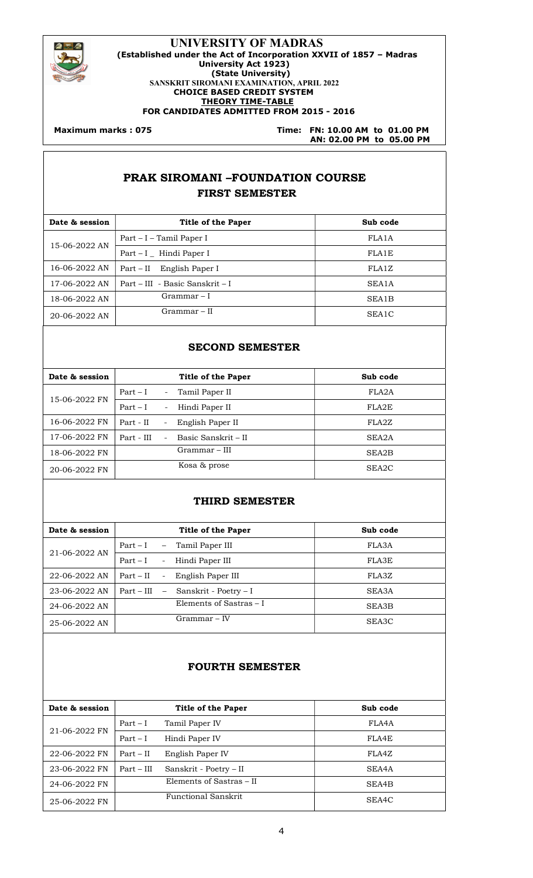# UNIVERSITY OF MADRAS

**(Established under the Act of Incorporation XXVII of 1857 – Madras University Act 1923)**
**(State University)**

**SANSKRIT SIROMANI EXAMINATION, APRIL 2022**
**CHOICE BASED CREDIT SYSTEM**
**THEORY TIME-TABLE**
**FOR CANDIDATES ADMITTED FROM 2015 - 2016**

**Maximum marks : 075**

**Time: FN: 10.00 AM to 01.00 PM**
**AN: 02.00 PM to 05.00 PM**

## PRAK SIROMANI –FOUNDATION COURSE

### FIRST SEMESTER

| Date & session | Title of the Paper | Sub code |
|---|---|---|
| 15-06-2022 AN | Part – I – Tamil Paper I | FLA1A |
| | Part – I _ Hindi Paper I | FLA1E |
| 16-06-2022 AN | Part – II English Paper I | FLA1Z |
| 17-06-2022 AN | Part – III - Basic Sanskrit – I | SEA1A |
| 18-06-2022 AN | Grammar – I | SEA1B |
| 20-06-2022 AN | Grammar – II | SEA1C |

### SECOND SEMESTER

| Date & session | Title of the Paper | Sub code |
|---|---|---|
| 15-06-2022 FN | Part – I - Tamil Paper II | FLA2A |
| | Part – I - Hindi Paper II | FLA2E |
| 16-06-2022 FN | Part - II - English Paper II | FLA2Z |
| 17-06-2022 FN | Part - III - Basic Sanskrit – II | SEA2A |
| 18-06-2022 FN | Grammar – III | SEA2B |
| 20-06-2022 FN | Kosa & prose | SEA2C |

### THIRD SEMESTER

| Date & session | Title of the Paper | Sub code |
|---|---|---|
| 21-06-2022 AN | Part – I – Tamil Paper III | FLA3A |
| | Part – I - Hindi Paper III | FLA3E |
| 22-06-2022 AN | Part – II - English Paper III | FLA3Z |
| 23-06-2022 AN | Part – III – Sanskrit - Poetry – I | SEA3A |
| 24-06-2022 AN | Elements of Sastras – I | SEA3B |
| 25-06-2022 AN | Grammar – IV | SEA3C |

### FOURTH SEMESTER

| Date & session | Title of the Paper | Sub code |
|---|---|---|
| 21-06-2022 FN | Part – I Tamil Paper IV | FLA4A |
| | Part – I Hindi Paper IV | FLA4E |
| 22-06-2022 FN | Part – II English Paper IV | FLA4Z |
| 23-06-2022 FN | Part – III Sanskrit - Poetry – II | SEA4A |
| 24-06-2022 FN | Elements of Sastras – II | SEA4B |
| 25-06-2022 FN | Functional Sanskrit | SEA4C |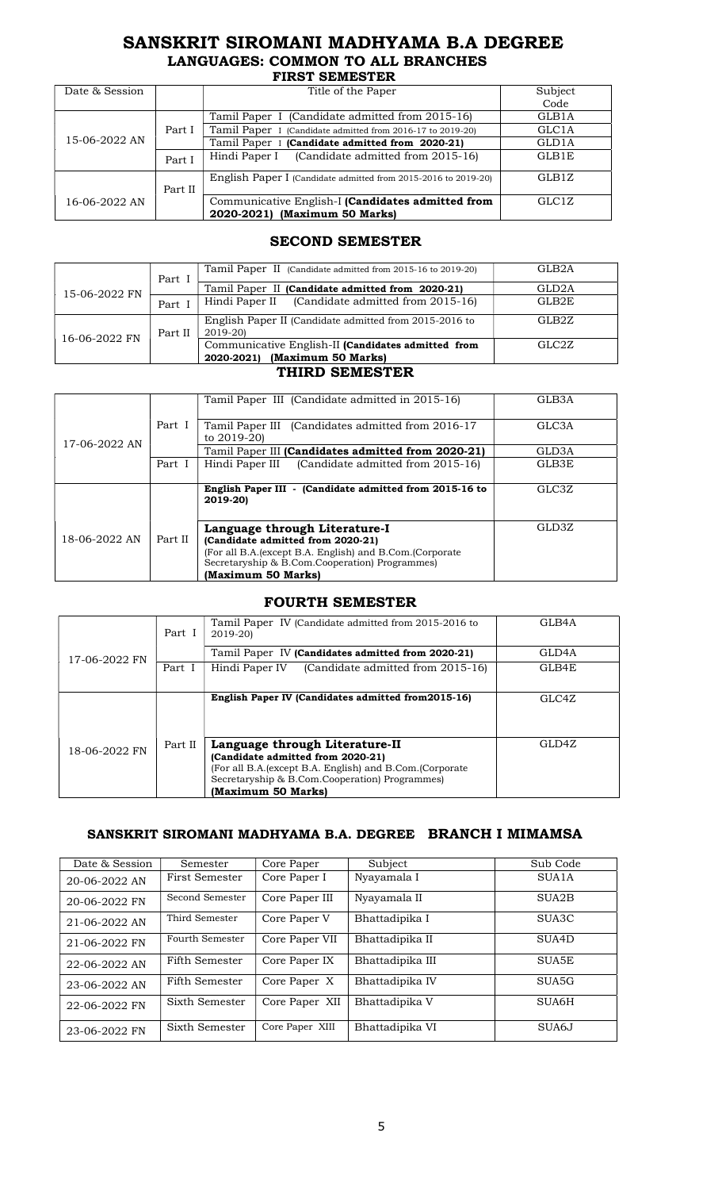# SANSKRIT SIROMANI MADHYAMA B.A DEGREE

## LANGUAGES: COMMON TO ALL BRANCHES

### FIRST SEMESTER

| Date & Session | | Title of the Paper | Subject Code |
|---|---|---|---|
| 15-06-2022 AN | Part I | Tamil Paper I (Candidate admitted from 2015-16) | GLB1A |
| | | Tamil Paper I (Candidate admitted from 2016-17 to 2019-20) | GLC1A |
| | | Tamil Paper I **(Candidate admitted from 2020-21)** | GLD1A |
| | Part I | Hindi Paper I (Candidate admitted from 2015-16) | GLB1E |
| 16-06-2022 AN | Part II | English Paper I (Candidate admitted from 2015-2016 to 2019-20) | GLB1Z |
| | | Communicative English-I **(Candidates admitted from 2020-2021) (Maximum 50 Marks)** | GLC1Z |

### SECOND SEMESTER

| Date & Session | | Title of the Paper | Subject Code |
|---|---|---|---|
| 15-06-2022 FN | Part I | Tamil Paper II (Candidate admitted from 2015-16 to 2019-20) | GLB2A |
| | | Tamil Paper II **(Candidate admitted from 2020-21)** | GLD2A |
| | Part I | Hindi Paper II (Candidate admitted from 2015-16) | GLB2E |
| 16-06-2022 FN | Part II | English Paper II (Candidate admitted from 2015-2016 to 2019-20) | GLB2Z |
| | | Communicative English-II **(Candidates admitted from 2020-2021) (Maximum 50 Marks)** | GLC2Z |

### THIRD SEMESTER

| Date & Session | | Title of the Paper | Subject Code |
|---|---|---|---|
| 17-06-2022 AN | Part I | Tamil Paper III (Candidate admitted in 2015-16) | GLB3A |
| | | Tamil Paper III (Candidates admitted from 2016-17 to 2019-20) | GLC3A |
| | | Tamil Paper III **(Candidates admitted from 2020-21)** | GLD3A |
| | Part I | Hindi Paper III (Candidate admitted from 2015-16) | GLB3E |
| 18-06-2022 AN | Part II | **English Paper III - (Candidate admitted from 2015-16 to 2019-20)** | GLC3Z |
| | | **Language through Literature-I (Candidate admitted from 2020-21)** (For all B.A.(except B.A. English) and B.Com.(Corporate Secretaryship & B.Com.Cooperation) Programmes) **(Maximum 50 Marks)** | GLD3Z |

### FOURTH SEMESTER

| Date & Session | | Title of the Paper | Subject Code |
|---|---|---|---|
| 17-06-2022 FN | Part I | Tamil Paper IV (Candidate admitted from 2015-2016 to 2019-20) | GLB4A |
| | | Tamil Paper IV **(Candidates admitted from 2020-21)** | GLD4A |
| | Part I | Hindi Paper IV (Candidate admitted from 2015-16) | GLB4E |
| 18-06-2022 FN | Part II | **English Paper IV (Candidates admitted from2015-16)** | GLC4Z |
| | | **Language through Literature-II (Candidate admitted from 2020-21)** (For all B.A.(except B.A. English) and B.Com.(Corporate Secretaryship & B.Com.Cooperation) Programmes) **(Maximum 50 Marks)** | GLD4Z |

## SANSKRIT SIROMANI MADHYAMA B.A. DEGREE BRANCH I MIMAMSA

| Date & Session | Semester | Core Paper | Subject | Sub Code |
|---|---|---|---|---|
| 20-06-2022 AN | First Semester | Core Paper I | Nyayamala I | SUA1A |
| 20-06-2022 FN | Second Semester | Core Paper III | Nyayamala II | SUA2B |
| 21-06-2022 AN | Third Semester | Core Paper V | Bhattadipika I | SUA3C |
| 21-06-2022 FN | Fourth Semester | Core Paper VII | Bhattadipika II | SUA4D |
| 22-06-2022 AN | Fifth Semester | Core Paper IX | Bhattadipika III | SUA5E |
| 23-06-2022 AN | Fifth Semester | Core Paper X | Bhattadipika IV | SUA5G |
| 22-06-2022 FN | Sixth Semester | Core Paper XII | Bhattadipika V | SUA6H |
| 23-06-2022 FN | Sixth Semester | Core Paper XIII | Bhattadipika VI | SUA6J |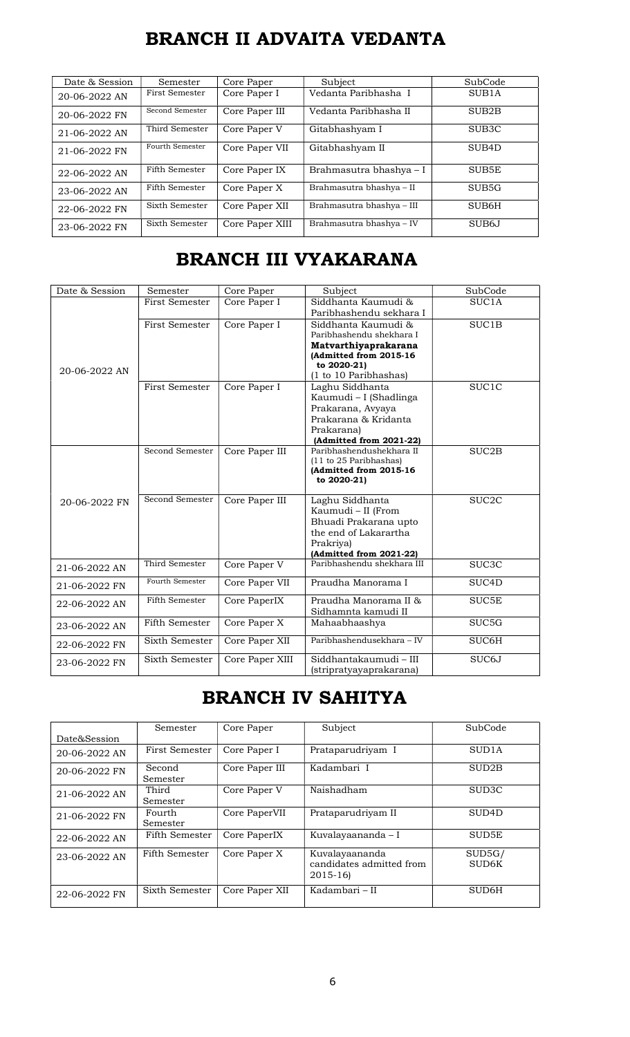# BRANCH II ADVAITA VEDANTA

| Date & Session | Semester | Core Paper | Subject | SubCode |
|---|---|---|---|---|
| 20-06-2022 AN | First Semester | Core Paper I | Vedanta Paribhasha I | SUB1A |
| 20-06-2022 FN | Second Semester | Core Paper III | Vedanta Paribhasha II | SUB2B |
| 21-06-2022 AN | Third Semester | Core Paper V | Gitabhashyam I | SUB3C |
| 21-06-2022 FN | Fourth Semester | Core Paper VII | Gitabhashyam II | SUB4D |
| 22-06-2022 AN | Fifth Semester | Core Paper IX | Brahmasutra bhashya – I | SUB5E |
| 23-06-2022 AN | Fifth Semester | Core Paper X | Brahmasutra bhashya – II | SUB5G |
| 22-06-2022 FN | Sixth Semester | Core Paper XII | Brahmasutra bhashya – III | SUB6H |
| 23-06-2022 FN | Sixth Semester | Core Paper XIII | Brahmasutra bhashya – IV | SUB6J |

# BRANCH III VYAKARANA

| Date & Session | Semester | Core Paper | Subject | SubCode |
|---|---|---|---|---|
| 20-06-2022 AN | First Semester | Core Paper I | Siddhanta Kaumudi & Paribhashendu sekhara I | SUC1A |
| | First Semester | Core Paper I | Siddhanta Kaumudi & Paribhashendu shekhara I **Matvarthiyaprakarana (Admitted from 2015-16 to 2020-21)** (1 to 10 Paribhashas) | SUC1B |
| | First Semester | Core Paper I | Laghu Siddhanta Kaumudi – I (Shadlinga Prakarana, Avyaya Prakarana & Kridanta Prakarana) **(Admitted from 2021-22)** | SUC1C |
| 20-06-2022 FN | Second Semester | Core Paper III | Paribhashendushekhara II (11 to 25 Paribhashas) **(Admitted from 2015-16 to 2020-21)** | SUC2B |
| | Second Semester | Core Paper III | Laghu Siddhanta Kaumudi – II (From Bhuadi Prakarana upto the end of Lakarartha Prakriya) **(Admitted from 2021-22)** | SUC2C |
| 21-06-2022 AN | Third Semester | Core Paper V | Paribhashendu shekhara III | SUC3C |
| 21-06-2022 FN | Fourth Semester | Core Paper VII | Praudha Manorama I | SUC4D |
| 22-06-2022 AN | Fifth Semester | Core PaperIX | Praudha Manorama II & Sidhamnta kamudi II | SUC5E |
| 23-06-2022 AN | Fifth Semester | Core Paper X | Mahaabhaashya | SUC5G |
| 22-06-2022 FN | Sixth Semester | Core Paper XII | Paribhashendusekhara – IV | SUC6H |
| 23-06-2022 FN | Sixth Semester | Core Paper XIII | Siddhantakaumudi – III (stripratyayaprakarana) | SUC6J |

# BRANCH IV SAHITYA

| Date&Session | Semester | Core Paper | Subject | SubCode |
|---|---|---|---|---|
| 20-06-2022 AN | First Semester | Core Paper I | Prataparudriyam I | SUD1A |
| 20-06-2022 FN | Second Semester | Core Paper III | Kadambari I | SUD2B |
| 21-06-2022 AN | Third Semester | Core Paper V | Naishadham | SUD3C |
| 21-06-2022 FN | Fourth Semester | Core PaperVII | Prataparudriyam II | SUD4D |
| 22-06-2022 AN | Fifth Semester | Core PaperIX | Kuvalayaananda – I | SUD5E |
| 23-06-2022 AN | Fifth Semester | Core Paper X | Kuvalayaananda candidates admitted from 2015-16) | SUD5G/ SUD6K |
| 22-06-2022 FN | Sixth Semester | Core Paper XII | Kadambari – II | SUD6H |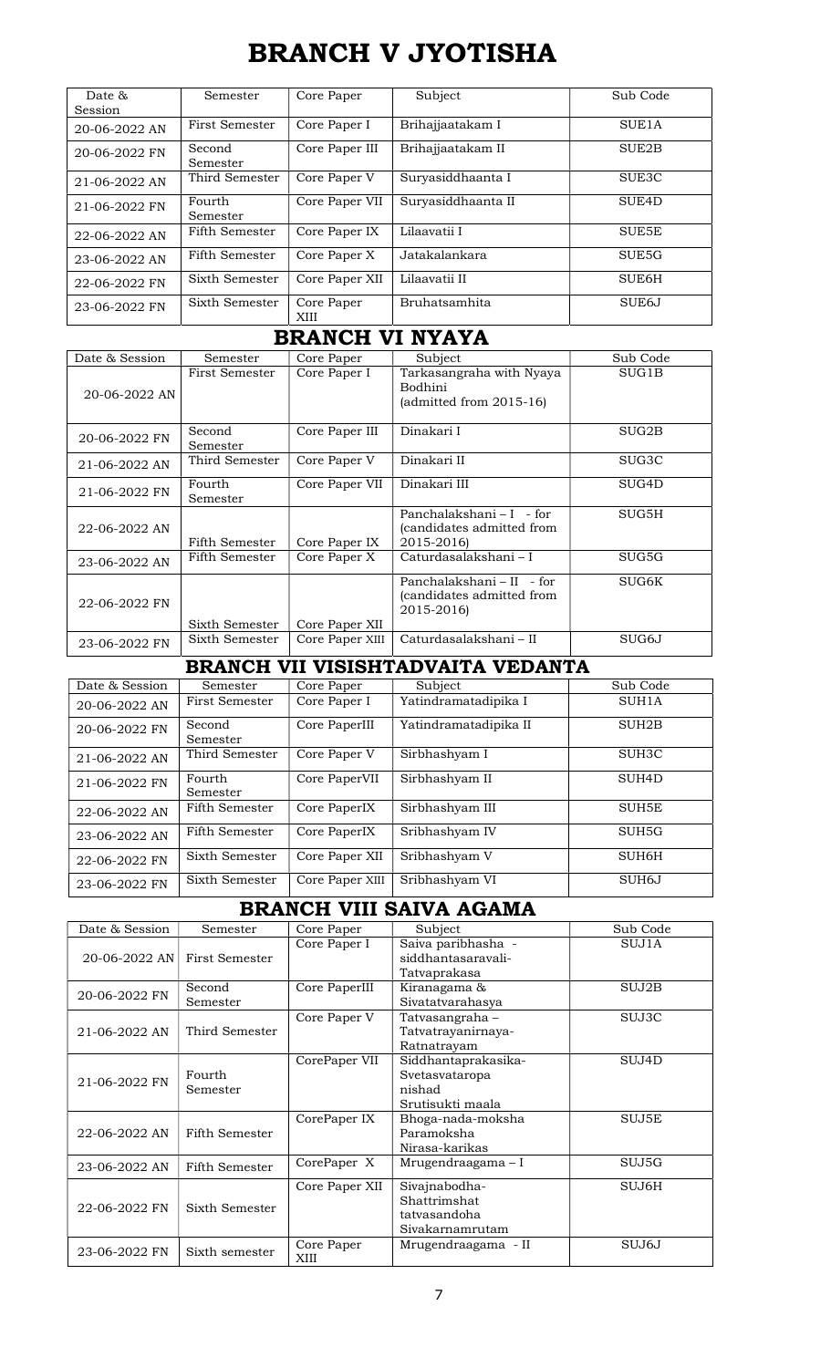# BRANCH V JYOTISHA

| Date & Session | Semester | Core Paper | Subject | Sub Code |
|---|---|---|---|---|
| 20-06-2022 AN | First Semester | Core Paper I | Brihajjaatakam I | SUE1A |
| 20-06-2022 FN | Second Semester | Core Paper III | Brihajjaatakam II | SUE2B |
| 21-06-2022 AN | Third Semester | Core Paper V | Suryasiddhaanta I | SUE3C |
| 21-06-2022 FN | Fourth Semester | Core Paper VII | Suryasiddhaanta II | SUE4D |
| 22-06-2022 AN | Fifth Semester | Core Paper IX | Lilaavatii I | SUE5E |
| 23-06-2022 AN | Fifth Semester | Core Paper X | Jatakalankara | SUE5G |
| 22-06-2022 FN | Sixth Semester | Core Paper XII | Lilaavatii II | SUE6H |
| 23-06-2022 FN | Sixth Semester | Core Paper XIII | Bruhatsamhita | SUE6J |

# BRANCH VI NYAYA

| Date & Session | Semester | Core Paper | Subject | Sub Code |
|---|---|---|---|---|
| 20-06-2022 AN | First Semester | Core Paper I | Tarkasangraha with Nyaya Bodhini (admitted from 2015-16) | SUG1B |
| 20-06-2022 FN | Second Semester | Core Paper III | Dinakari I | SUG2B |
| 21-06-2022 AN | Third Semester | Core Paper V | Dinakari II | SUG3C |
| 21-06-2022 FN | Fourth Semester | Core Paper VII | Dinakari III | SUG4D |
| 22-06-2022 AN | Fifth Semester | Core Paper IX | Panchalakshani – I - for (candidates admitted from 2015-2016) | SUG5H |
| 23-06-2022 AN | Fifth Semester | Core Paper X | Caturdasalakshani – I | SUG5G |
| 22-06-2022 FN | Sixth Semester | Core Paper XII | Panchalakshani – II - for (candidates admitted from 2015-2016) | SUG6K |
| 23-06-2022 FN | Sixth Semester | Core Paper XIII | Caturdasalakshani – II | SUG6J |

# BRANCH VII VISISHTADVAITA VEDANTA

| Date & Session | Semester | Core Paper | Subject | Sub Code |
|---|---|---|---|---|
| 20-06-2022 AN | First Semester | Core Paper I | Yatindramatadipika I | SUH1A |
| 20-06-2022 FN | Second Semester | Core PaperIII | Yatindramatadipika II | SUH2B |
| 21-06-2022 AN | Third Semester | Core Paper V | Sirbhashyam I | SUH3C |
| 21-06-2022 FN | Fourth Semester | Core PaperVII | Sirbhashyam II | SUH4D |
| 22-06-2022 AN | Fifth Semester | Core PaperIX | Sirbhashyam III | SUH5E |
| 23-06-2022 AN | Fifth Semester | Core PaperIX | Sribhashyam IV | SUH5G |
| 22-06-2022 FN | Sixth Semester | Core Paper XII | Sribhashyam V | SUH6H |
| 23-06-2022 FN | Sixth Semester | Core Paper XIII | Sribhashyam VI | SUH6J |

# BRANCH VIII SAIVA AGAMA

| Date & Session | Semester | Core Paper | Subject | Sub Code |
|---|---|---|---|---|
| 20-06-2022 AN | First Semester | Core Paper I | Saiva paribhasha - siddhantasaravali- Tatvaprakasa | SUJ1A |
| 20-06-2022 FN | Second Semester | Core PaperIII | Kiranagama & Sivatatvarahasya | SUJ2B |
| 21-06-2022 AN | Third Semester | Core Paper V | Tatvasangraha – Tatvatrayanirnaya- Ratnatrayam | SUJ3C |
| 21-06-2022 FN | Fourth Semester | CorePaper VII | Siddhantaprakasika- Svetasvataropa nishad Srutisukti maala | SUJ4D |
| 22-06-2022 AN | Fifth Semester | CorePaper IX | Bhoga-nada-moksha Paramoksha Nirasa-karikas | SUJ5E |
| 23-06-2022 AN | Fifth Semester | CorePaper X | Mrugendraagama – I | SUJ5G |
| 22-06-2022 FN | Sixth Semester | Core Paper XII | Sivajnabodha- Shattrimshat tatvasandoha Sivakarnamrutam | SUJ6H |
| 23-06-2022 FN | Sixth semester | Core Paper XIII | Mrugendraagama - II | SUJ6J |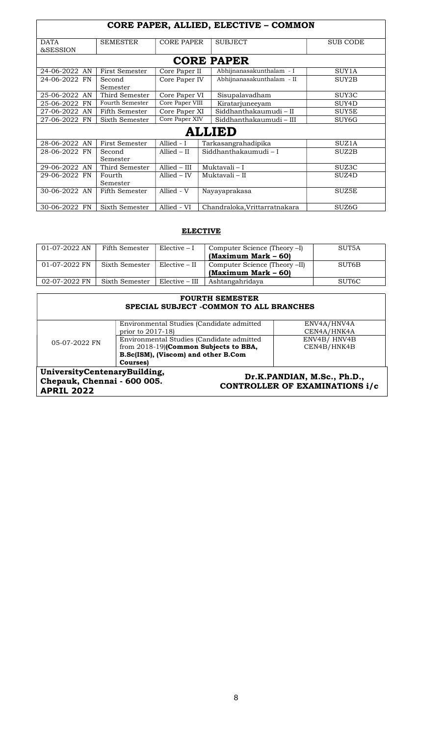| CORE PAPER, ALLIED, ELECTIVE – COMMON | | | | |
|---|---|---|---|---|
| DATA &SESSION | SEMESTER | CORE PAPER | SUBJECT | SUB CODE |
| **CORE PAPER** | | | | |
| 24-06-2022 AN | First Semester | Core Paper II | Abhijnanasakunthalam - I | SUY1A |
| 24-06-2022 FN | Second Semester | Core Paper IV | Abhijnanasakunthalam - II | SUY2B |
| 25-06-2022 AN | Third Semester | Core Paper VI | Sisupalavadham | SUY3C |
| 25-06-2022 FN | Fourth Semester | Core Paper VIII | Kiratarjuneeyam | SUY4D |
| 27-06-2022 AN | Fifth Semester | Core Paper XI | Siddhanthakaumudi – II | SUY5E |
| 27-06-2022 FN | Sixth Semester | Core Paper XIV | Siddhanthakaumudi – III | SUY6G |
| **ALLIED** | | | | |
| 28-06-2022 AN | First Semester | Allied - I | Tarkasangrahadipika | SUZ1A |
| 28-06-2022 FN | Second Semester | Allied – II | Siddhanthakaumudi – I | SUZ2B |
| 29-06-2022 AN | Third Semester | Allied – III | Muktavali – I | SUZ3C |
| 29-06-2022 FN | Fourth Semester | Allied – IV | Muktavali – II | SUZ4D |
| 30-06-2022 AN | Fifth Semester | Allied - V | Nayayaprakasa | SUZ5E |
| 30-06-2022 FN | Sixth Semester | Allied - VI | Chandraloka,Vrittarratnakara | SUZ6G |

## ELECTIVE

| | | | | |
|---|---|---|---|---|
| 01-07-2022 AN | Fifth Semester | Elective – I | Computer Science (Theory –I) **(Maximum Mark – 60)** | SUT5A |
| 01-07-2022 FN | Sixth Semester | Elective – II | Computer Science (Theory –II) **(Maximum Mark – 60)** | SUT6B |
| 02-07-2022 FN | Sixth Semester | Elective – III | Ashtangahridaya | SUT6C |

| FOURTH SEMESTER SPECIAL SUBJECT -COMMON TO ALL BRANCHES | | |
|---|---|---|
| 05-07-2022 FN | Environmental Studies (Candidate admitted prior to 2017-18) | ENV4A/HNV4A CEN4A/HNK4A |
| | Environmental Studies (Candidate admitted from 2018-19)**(Common Subjects to BBA, B.Sc(ISM), (Viscom) and other B.Com Courses)** | ENV4B/ HNV4B CEN4B/HNK4B |

**UniversityCentenaryBuilding,**
**Chepauk, Chennai - 600 005.**
**APRIL 2022**

**Dr.K.PANDIAN, M.Sc., Ph.D.,**
**CONTROLLER OF EXAMINATIONS i/c**